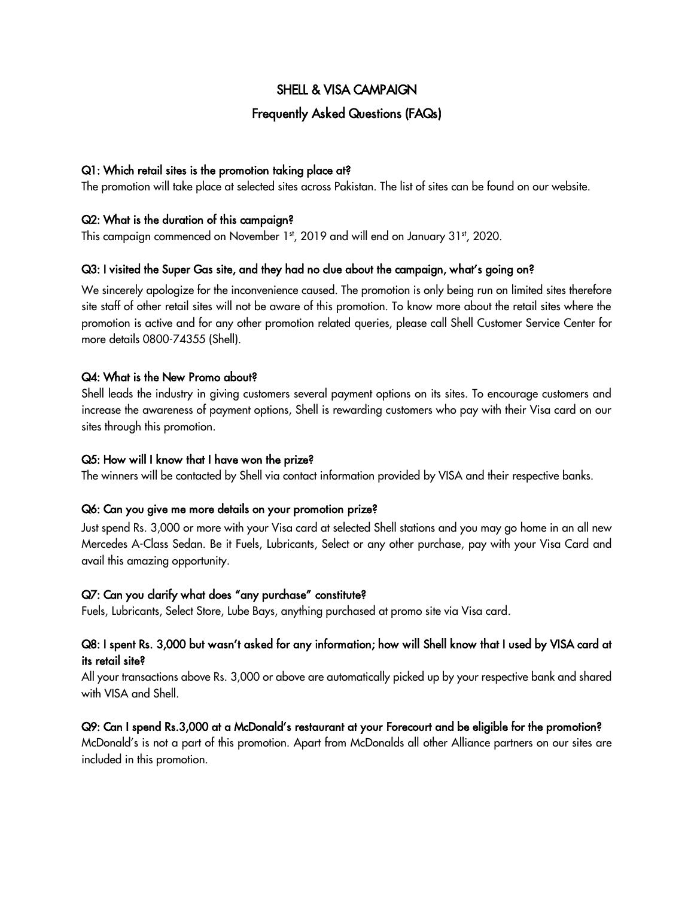# SHELL & VISA CAMPAIGN

## Frequently Asked Questions (FAQs)

**Q1: Which retail sites is the promotion taking place at?**

The promotion will take place at selected sites across Pakistan. The list of sites can be found on our website.

**Q2: What is the duration of this campaign?**

This campaign commenced on November 1st, 2019 and will end on January 31st, 2020.

**Q3: I visited the Super Gas site, and they had no clue about the campaign, what's going on?**

We sincerely apologize for the inconvenience caused. The promotion is only being run on limited sites therefore site staff of other retail sites will not be aware of this promotion. To know more about the retail sites where the promotion is active and for any other promotion related queries, please call Shell Customer Service Center for more details 0800-74355 (Shell).

**Q4: What is the New Promo about?**

Shell leads the industry in giving customers several payment options on its sites. To encourage customers and increase the awareness of payment options, Shell is rewarding customers who pay with their Visa card on our sites through this promotion.

**Q5: How will I know that I have won the prize?**

The winners will be contacted by Shell via contact information provided by VISA and their respective banks.

**Q6: Can you give me more details on your promotion prize?**

Just spend Rs. 3,000 or more with your Visa card at selected Shell stations and you may go home in an all new Mercedes A-Class Sedan. Be it Fuels, Lubricants, Select or any other purchase, pay with your Visa Card and avail this amazing opportunity.

**Q7: Can you clarify what does "any purchase" constitute?**

Fuels, Lubricants, Select Store, Lube Bays, anything purchased at promo site via Visa card.

**Q8: I spent Rs. 3,000 but wasn't asked for any information; how will Shell know that I used by VISA card at its retail site?**

All your transactions above Rs. 3,000 or above are automatically picked up by your respective bank and shared with VISA and Shell.

**Q9: Can I spend Rs.3,000 at a McDonald's restaurant at your Forecourt and be eligible for the promotion?**

McDonald's is not a part of this promotion. Apart from McDonalds all other Alliance partners on our sites are included in this promotion.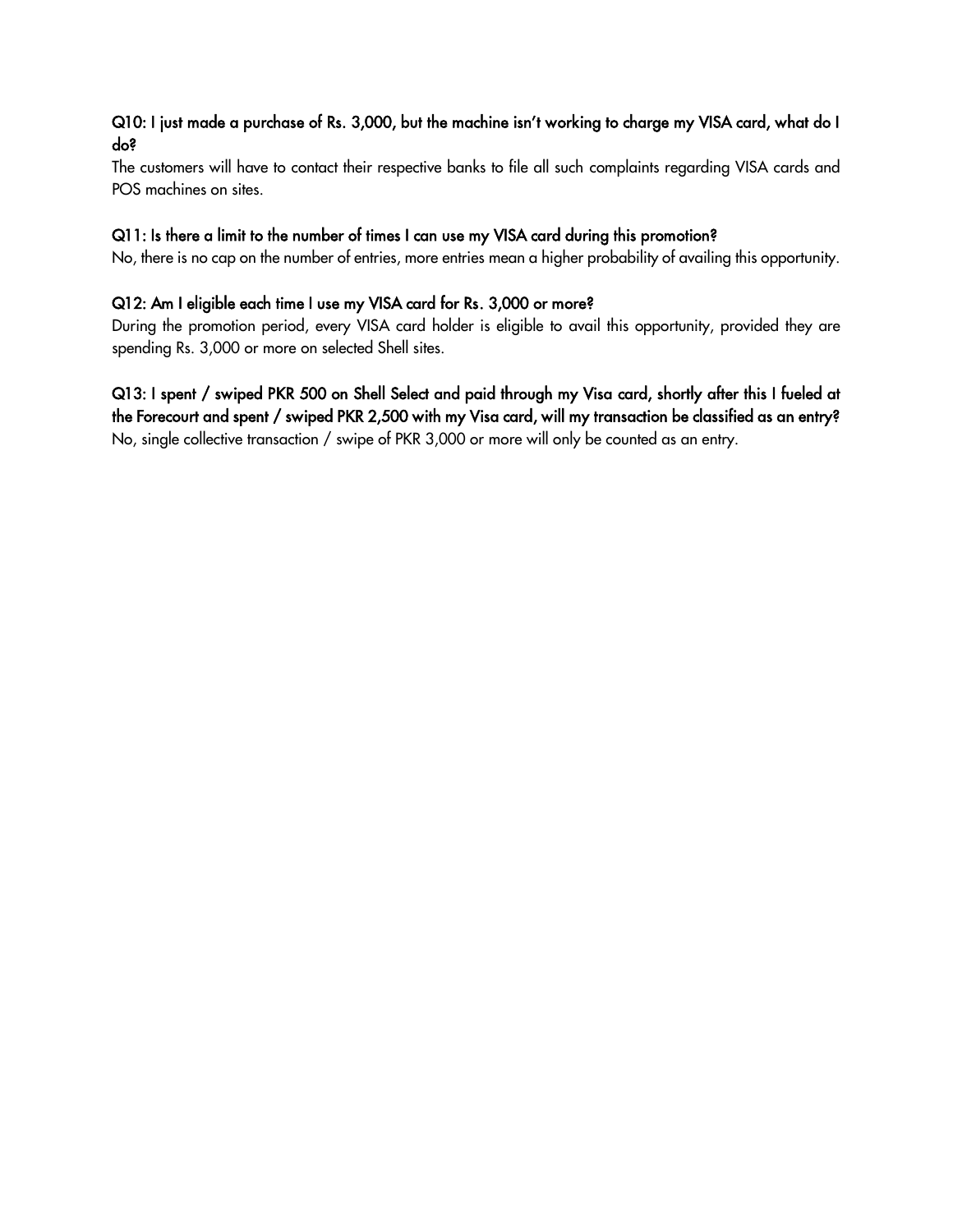**Q10: I just made a purchase of Rs. 3,000, but the machine isn't working to charge my VISA card, what do I do?**

The customers will have to contact their respective banks to file all such complaints regarding VISA cards and POS machines on sites.

**Q11: Is there a limit to the number of times I can use my VISA card during this promotion?**

No, there is no cap on the number of entries, more entries mean a higher probability of availing this opportunity.

**Q12: Am I eligible each time I use my VISA card for Rs. 3,000 or more?**

During the promotion period, every VISA card holder is eligible to avail this opportunity, provided they are spending Rs. 3,000 or more on selected Shell sites.

**Q13: I spent / swiped PKR 500 on Shell Select and paid through my Visa card, shortly after this I fueled at the Forecourt and spent / swiped PKR 2,500 with my Visa card, will my transaction be classified as an entry?**

No, single collective transaction / swipe of PKR 3,000 or more will only be counted as an entry.